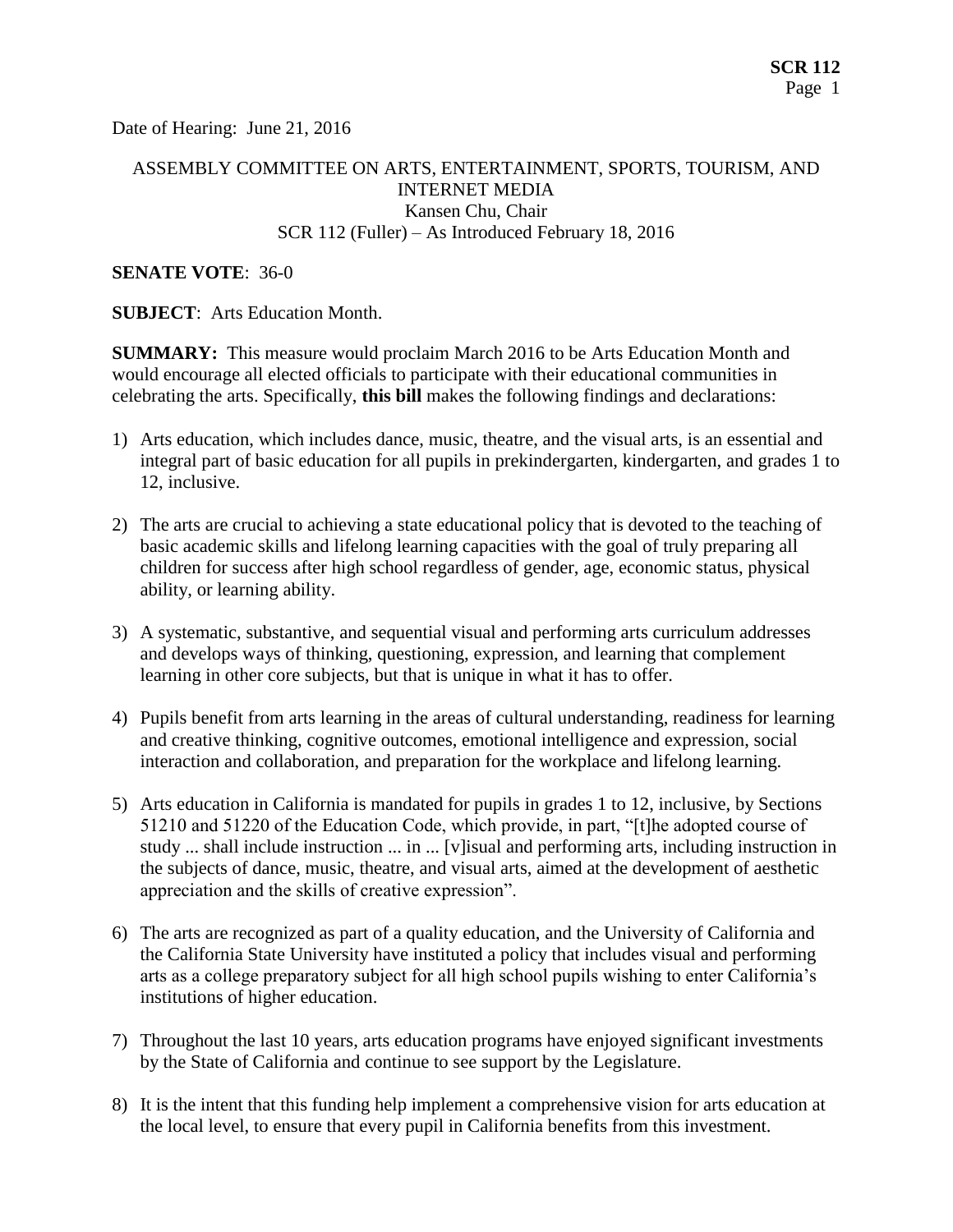Date of Hearing: June 21, 2016

ASSEMBLY COMMITTEE ON ARTS, ENTERTAINMENT, SPORTS, TOURISM, AND INTERNET MEDIA
Kansen Chu, Chair
SCR 112 (Fuller) – As Introduced February 18, 2016

**SENATE VOTE**: 36-0

**SUBJECT**: Arts Education Month.

**SUMMARY:** This measure would proclaim March 2016 to be Arts Education Month and would encourage all elected officials to participate with their educational communities in celebrating the arts. Specifically, **this bill** makes the following findings and declarations:

1) Arts education, which includes dance, music, theatre, and the visual arts, is an essential and integral part of basic education for all pupils in prekindergarten, kindergarten, and grades 1 to 12, inclusive.

2) The arts are crucial to achieving a state educational policy that is devoted to the teaching of basic academic skills and lifelong learning capacities with the goal of truly preparing all children for success after high school regardless of gender, age, economic status, physical ability, or learning ability.

3) A systematic, substantive, and sequential visual and performing arts curriculum addresses and develops ways of thinking, questioning, expression, and learning that complement learning in other core subjects, but that is unique in what it has to offer.

4) Pupils benefit from arts learning in the areas of cultural understanding, readiness for learning and creative thinking, cognitive outcomes, emotional intelligence and expression, social interaction and collaboration, and preparation for the workplace and lifelong learning.

5) Arts education in California is mandated for pupils in grades 1 to 12, inclusive, by Sections 51210 and 51220 of the Education Code, which provide, in part, "[t]he adopted course of study ... shall include instruction ... in ... [v]isual and performing arts, including instruction in the subjects of dance, music, theatre, and visual arts, aimed at the development of aesthetic appreciation and the skills of creative expression".

6) The arts are recognized as part of a quality education, and the University of California and the California State University have instituted a policy that includes visual and performing arts as a college preparatory subject for all high school pupils wishing to enter California's institutions of higher education.

7) Throughout the last 10 years, arts education programs have enjoyed significant investments by the State of California and continue to see support by the Legislature.

8) It is the intent that this funding help implement a comprehensive vision for arts education at the local level, to ensure that every pupil in California benefits from this investment.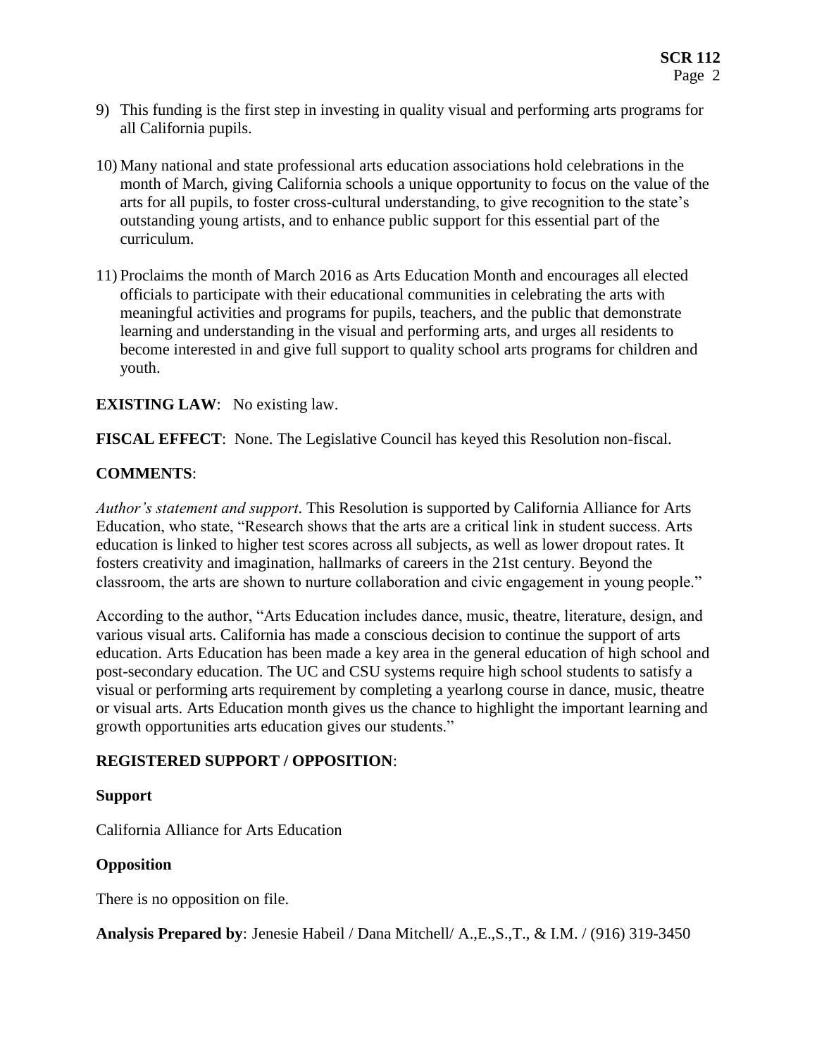9) This funding is the first step in investing in quality visual and performing arts programs for all California pupils.

10) Many national and state professional arts education associations hold celebrations in the month of March, giving California schools a unique opportunity to focus on the value of the arts for all pupils, to foster cross-cultural understanding, to give recognition to the state's outstanding young artists, and to enhance public support for this essential part of the curriculum.

11) Proclaims the month of March 2016 as Arts Education Month and encourages all elected officials to participate with their educational communities in celebrating the arts with meaningful activities and programs for pupils, teachers, and the public that demonstrate learning and understanding in the visual and performing arts, and urges all residents to become interested in and give full support to quality school arts programs for children and youth.

**EXISTING LAW**: No existing law.

**FISCAL EFFECT**: None. The Legislative Council has keyed this Resolution non-fiscal.

**COMMENTS**:

*Author's statement and support*. This Resolution is supported by California Alliance for Arts Education, who state, "Research shows that the arts are a critical link in student success. Arts education is linked to higher test scores across all subjects, as well as lower dropout rates. It fosters creativity and imagination, hallmarks of careers in the 21st century. Beyond the classroom, the arts are shown to nurture collaboration and civic engagement in young people."

According to the author, "Arts Education includes dance, music, theatre, literature, design, and various visual arts. California has made a conscious decision to continue the support of arts education. Arts Education has been made a key area in the general education of high school and post-secondary education. The UC and CSU systems require high school students to satisfy a visual or performing arts requirement by completing a yearlong course in dance, music, theatre or visual arts. Arts Education month gives us the chance to highlight the important learning and growth opportunities arts education gives our students."

**REGISTERED SUPPORT / OPPOSITION**:

**Support**

California Alliance for Arts Education

**Opposition**

There is no opposition on file.

**Analysis Prepared by**: Jenesie Habeil / Dana Mitchell/ A.,E.,S.,T., & I.M. / (916) 319-3450